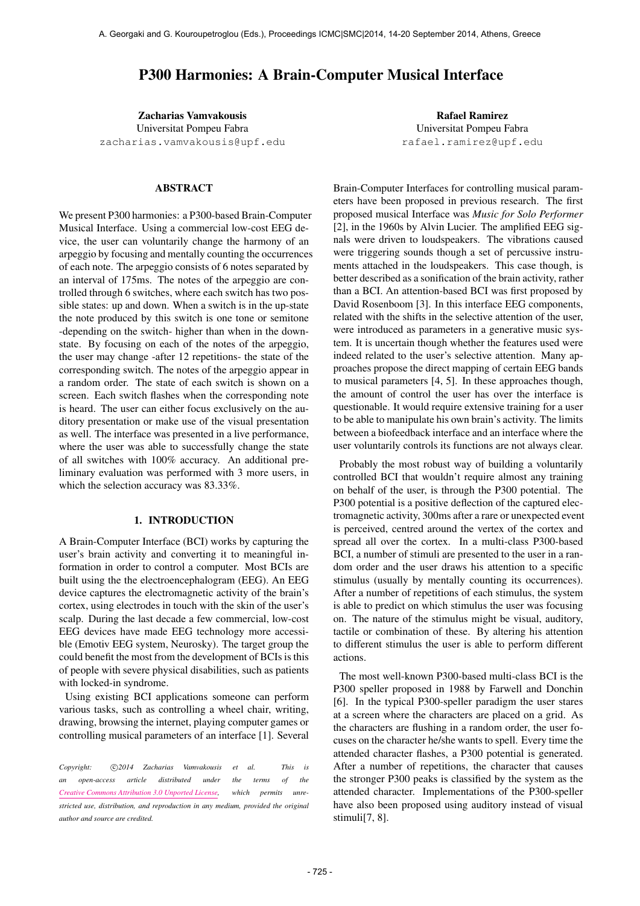# P300 Harmonies: A Brain-Computer Musical Interface

**Zacharias Vamvakousis**
Universitat Pompeu Fabra
zacharias.vamvakousis@upf.edu

**Rafael Ramirez**
Universitat Pompeu Fabra
rafael.ramirez@upf.edu

## ABSTRACT

We present P300 harmonies: a P300-based Brain-Computer Musical Interface. Using a commercial low-cost EEG device, the user can voluntarily change the harmony of an arpeggio by focusing and mentally counting the occurrences of each note. The arpeggio consists of 6 notes separated by an interval of 175ms. The notes of the arpeggio are controlled through 6 switches, where each switch has two possible states: up and down. When a switch is in the up-state the note produced by this switch is one tone or semitone -depending on the switch- higher than when in the down-state. By focusing on each of the notes of the arpeggio, the user may change -after 12 repetitions- the state of the corresponding switch. The notes of the arpeggio appear in a random order. The state of each switch is shown on a screen. Each switch flashes when the corresponding note is heard. The user can either focus exclusively on the auditory presentation or make use of the visual presentation as well. The interface was presented in a live performance, where the user was able to successfully change the state of all switches with 100% accuracy. An additional preliminary evaluation was performed with 3 more users, in which the selection accuracy was 83.33%.

## 1. INTRODUCTION

A Brain-Computer Interface (BCI) works by capturing the user's brain activity and converting it to meaningful information in order to control a computer. Most BCIs are built using the the electroencephalogram (EEG). An EEG device captures the electromagnetic activity of the brain's cortex, using electrodes in touch with the skin of the user's scalp. During the last decade a few commercial, low-cost EEG devices have made EEG technology more accessible (Emotiv EEG system, Neurosky). The target group the could benefit the most from the development of BCIs is this of people with severe physical disabilities, such as patients with locked-in syndrome.

Using existing BCI applications someone can perform various tasks, such as controlling a wheel chair, writing, drawing, browsing the internet, playing computer games or controlling musical parameters of an interface [1]. Several Brain-Computer Interfaces for controlling musical parameters have been proposed in previous research. The first proposed musical Interface was *Music for Solo Performer* [2], in the 1960s by Alvin Lucier. The amplified EEG signals were driven to loudspeakers. The vibrations caused were triggering sounds though a set of percussive instruments attached in the loudspeakers. This case though, is better described as a sonification of the brain activity, rather than a BCI. An attention-based BCI was first proposed by David Rosenboom [3]. In this interface EEG components, related with the shifts in the selective attention of the user, were introduced as parameters in a generative music system. It is uncertain though whether the features used were indeed related to the user's selective attention. Many approaches propose the direct mapping of certain EEG bands to musical parameters [4, 5]. In these approaches though, the amount of control the user has over the interface is questionable. It would require extensive training for a user to be able to manipulate his own brain's activity. The limits between a biofeedback interface and an interface where the user voluntarily controls its functions are not always clear.

Probably the most robust way of building a voluntarily controlled BCI that wouldn't require almost any training on behalf of the user, is through the P300 potential. The P300 potential is a positive deflection of the captured electromagnetic activity, 300ms after a rare or unexpected event is perceived, centred around the vertex of the cortex and spread all over the cortex. In a multi-class P300-based BCI, a number of stimuli are presented to the user in a random order and the user draws his attention to a specific stimulus (usually by mentally counting its occurrences). After a number of repetitions of each stimulus, the system is able to predict on which stimulus the user was focusing on. The nature of the stimulus might be visual, auditory, tactile or combination of these. By altering his attention to different stimulus the user is able to perform different actions.

The most well-known P300-based multi-class BCI is the P300 speller proposed in 1988 by Farwell and Donchin [6]. In the typical P300-speller paradigm the user stares at a screen where the characters are placed on a grid. As the characters are flushing in a random order, the user focuses on the character he/she wants to spell. Every time the attended character flashes, a P300 potential is generated. After a number of repetitions, the character that causes the stronger P300 peaks is classified by the system as the attended character. Implementations of the P300-speller have also been proposed using auditory instead of visual stimuli[7, 8].

*Copyright: ©2014 Zacharias Vamvakousis et al. This is an open-access article distributed under the terms of the Creative Commons Attribution 3.0 Unported License, which permits unrestricted use, distribution, and reproduction in any medium, provided the original author and source are credited.*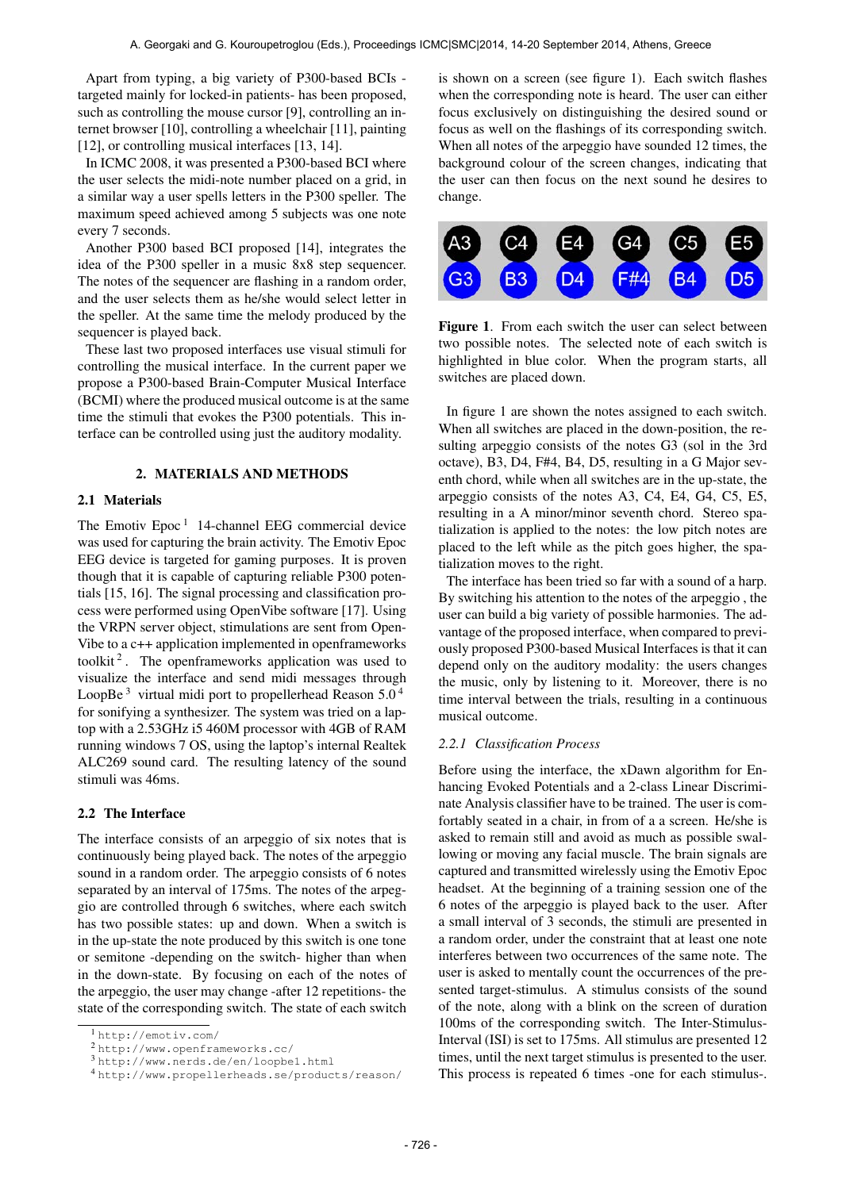Apart from typing, a big variety of P300-based BCIs - targeted mainly for locked-in patients- has been proposed, such as controlling the mouse cursor [9], controlling an internet browser [10], controlling a wheelchair [11], painting [12], or controlling musical interfaces [13, 14].

In ICMC 2008, it was presented a P300-based BCI where the user selects the midi-note number placed on a grid, in a similar way a user spells letters in the P300 speller. The maximum speed achieved among 5 subjects was one note every 7 seconds.

Another P300 based BCI proposed [14], integrates the idea of the P300 speller in a music 8x8 step sequencer. The notes of the sequencer are flashing in a random order, and the user selects them as he/she would select letter in the speller. At the same time the melody produced by the sequencer is played back.

These last two proposed interfaces use visual stimuli for controlling the musical interface. In the current paper we propose a P300-based Brain-Computer Musical Interface (BCMI) where the produced musical outcome is at the same time the stimuli that evokes the P300 potentials. This interface can be controlled using just the auditory modality.

## 2. MATERIALS AND METHODS

### 2.1 Materials

The Emotiv Epoc [1] 14-channel EEG commercial device was used for capturing the brain activity. The Emotiv Epoc EEG device is targeted for gaming purposes. It is proven though that it is capable of capturing reliable P300 potentials [15, 16]. The signal processing and classification process were performed using OpenVibe software [17]. Using the VRPN server object, stimulations are sent from OpenVibe to a c++ application implemented in openframeworks toolkit [2]. The openframeworks application was used to visualize the interface and send midi messages through LoopBe [3] virtual midi port to propellerhead Reason 5.0 [4] for sonifying a synthesizer. The system was tried on a laptop with a 2.53GHz i5 460M processor with 4GB of RAM running windows 7 OS, using the laptop's internal Realtek ALC269 sound card. The resulting latency of the sound stimuli was 46ms.

### 2.2 The Interface

The interface consists of an arpeggio of six notes that is continuously being played back. The notes of the arpeggio sound in a random order. The arpeggio consists of 6 notes separated by an interval of 175ms. The notes of the arpeggio are controlled through 6 switches, where each switch has two possible states: up and down. When a switch is in the up-state the note produced by this switch is one tone or semitone -depending on the switch- higher than when in the down-state. By focusing on each of the notes of the arpeggio, the user may change -after 12 repetitions- the state of the corresponding switch. The state of each switch is shown on a screen (see figure 1). Each switch flashes when the corresponding note is heard. The user can either focus exclusively on distinguishing the desired sound or focus as well on the flashings of its corresponding switch. When all notes of the arpeggio have sounded 12 times, the background colour of the screen changes, indicating that the user can then focus on the next sound he desires to change.

| A3 | C4 | E4 | G4 | C5 | E5 |
|---|---|---|---|---|---|
| G3 | B3 | D4 | F#4 | B4 | D5 |

**Figure 1**. From each switch the user can select between two possible notes. The selected note of each switch is highlighted in blue color. When the program starts, all switches are placed down.

In figure 1 are shown the notes assigned to each switch. When all switches are placed in the down-position, the resulting arpeggio consists of the notes G3 (sol in the 3rd octave), B3, D4, F#4, B4, D5, resulting in a G Major seventh chord, while when all switches are in the up-state, the arpeggio consists of the notes A3, C4, E4, G4, C5, E5, resulting in a A minor/minor seventh chord. Stereo spatialization is applied to the notes: the low pitch notes are placed to the left while as the pitch goes higher, the spatialization moves to the right.

The interface has been tried so far with a sound of a harp. By switching his attention to the notes of the arpeggio , the user can build a big variety of possible harmonies. The advantage of the proposed interface, when compared to previously proposed P300-based Musical Interfaces is that it can depend only on the auditory modality: the users changes the music, only by listening to it. Moreover, there is no time interval between the trials, resulting in a continuous musical outcome.

#### *2.2.1 Classification Process*

Before using the interface, the xDawn algorithm for Enhancing Evoked Potentials and a 2-class Linear Discriminate Analysis classifier have to be trained. The user is comfortably seated in a chair, in from of a a screen. He/she is asked to remain still and avoid as much as possible swallowing or moving any facial muscle. The brain signals are captured and transmitted wirelessly using the Emotiv Epoc headset. At the beginning of a training session one of the 6 notes of the arpeggio is played back to the user. After a small interval of 3 seconds, the stimuli are presented in a random order, under the constraint that at least one note interferes between two occurrences of the same note. The user is asked to mentally count the occurrences of the presented target-stimulus. A stimulus consists of the sound of the note, along with a blink on the screen of duration 100ms of the corresponding switch. The Inter-Stimulus-Interval (ISI) is set to 175ms. All stimulus are presented 12 times, until the next target stimulus is presented to the user. This process is repeated 6 times -one for each stimulus-.

---

[1] http://emotiv.com/
[2] http://www.openframeworks.cc/
[3] http://www.nerds.de/en/loopbe1.html
[4] http://www.propellerheads.se/products/reason/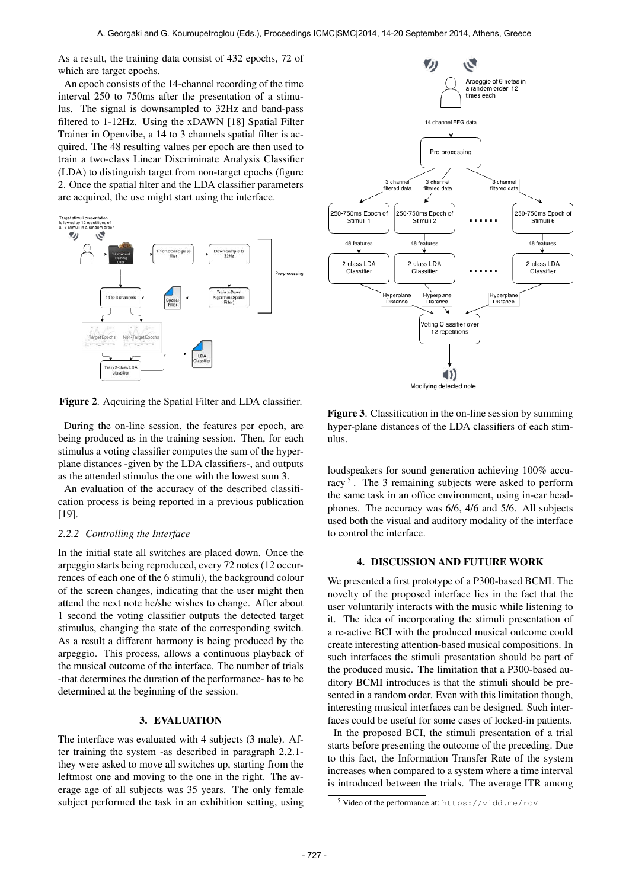As a result, the training data consist of 432 epochs, 72 of which are target epochs.

An epoch consists of the 14-channel recording of the time interval 250 to 750ms after the presentation of a stimulus. The signal is downsampled to 32Hz and band-pass filtered to 1-12Hz. Using the xDAWN [18] Spatial Filter Trainer in Openvibe, a 14 to 3 channels spatial filter is acquired. The 48 resulting values per epoch are then used to train a two-class Linear Discriminate Analysis Classifier (LDA) to distinguish target from non-target epochs (figure 2. Once the spatial filter and the LDA classifier parameters are acquired, the use might start using the interface.

**Figure 2**. Aqcuiring the Spatial Filter and LDA classifier.

During the on-line session, the features per epoch, are being produced as in the training session. Then, for each stimulus a voting classifier computes the sum of the hyper-plane distances -given by the LDA classifiers-, and outputs as the attended stimulus the one with the lowest sum 3.

An evaluation of the accuracy of the described classification process is being reported in a previous publication [19].

### 2.2.2 Controlling the Interface

In the initial state all switches are placed down. Once the arpeggio starts being reproduced, every 72 notes (12 occurrences of each one of the 6 stimuli), the background colour of the screen changes, indicating that the user might then attend the next note he/she wishes to change. After about 1 second the voting classifier outputs the detected target stimulus, changing the state of the corresponding switch. As a result a different harmony is being produced by the arpeggio. This process, allows a continuous playback of the musical outcome of the interface. The number of trials -that determines the duration of the performance- has to be determined at the beginning of the session.

## 3. EVALUATION

The interface was evaluated with 4 subjects (3 male). After training the system -as described in paragraph 2.2.1- they were asked to move all switches up, starting from the leftmost one and moving to the one in the right. The average age of all subjects was 35 years. The only female subject performed the task in an exhibition setting, using loudspeakers for sound generation achieving 100% accuracy [5]. The 3 remaining subjects were asked to perform the same task in an office environment, using in-ear headphones. The accuracy was 6/6, 4/6 and 5/6. All subjects used both the visual and auditory modality of the interface to control the interface.

**Figure 3**. Classification in the on-line session by summing hyper-plane distances of the LDA classifiers of each stimulus.

## 4. DISCUSSION AND FUTURE WORK

We presented a first prototype of a P300-based BCMI. The novelty of the proposed interface lies in the fact that the user voluntarily interacts with the music while listening to it. The idea of incorporating the stimuli presentation of a re-active BCI with the produced musical outcome could create interesting attention-based musical compositions. In such interfaces the stimuli presentation should be part of the produced music. The limitation that a P300-based auditory BCMI introduces is that the stimuli should be presented in a random order. Even with this limitation though, interesting musical interfaces can be designed. Such interfaces could be useful for some cases of locked-in patients.

In the proposed BCI, the stimuli presentation of a trial starts before presenting the outcome of the preceding. Due to this fact, the Information Transfer Rate of the system increases when compared to a system where a time interval is introduced between the trials. The average ITR among

[5] Video of the performance at: https://vidd.me/roV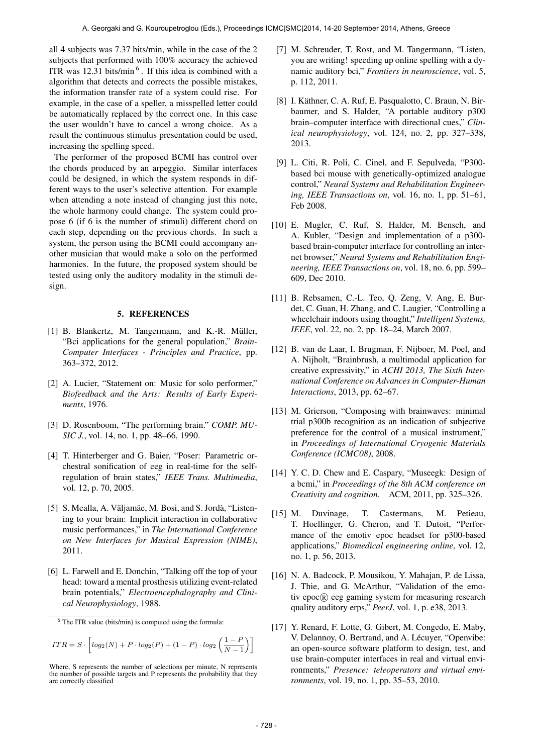all 4 subjects was 7.37 bits/min, while in the case of the 2 subjects that performed with 100% accuracy the achieved ITR was 12.31 bits/min [6]. If this idea is combined with a algorithm that detects and corrects the possible mistakes, the information transfer rate of a system could rise. For example, in the case of a speller, a misspelled letter could be automatically replaced by the correct one. In this case the user wouldn't have to cancel a wrong choice. As a result the continuous stimulus presentation could be used, increasing the spelling speed.

The performer of the proposed BCMI has control over the chords produced by an arpeggio. Similar interfaces could be designed, in which the system responds in different ways to the user's selective attention. For example when attending a note instead of changing just this note, the whole harmony could change. The system could propose 6 (if 6 is the number of stimuli) different chord on each step, depending on the previous chords. In such a system, the person using the BCMI could accompany another musician that would make a solo on the performed harmonies. In the future, the proposed system should be tested using only the auditory modality in the stimuli design.

[6] The ITR value (bits/min) is computed using the formula:

$$ITR = S \cdot \left[ log_2(N) + P \cdot log_2(P) + (1-P) \cdot log_2\left(\frac{1-P}{N-1}\right) \right]$$

Where, S represents the number of selections per minute, N represents the number of possible targets and P represents the probability that they are correctly classified

## 5. REFERENCES

[1] B. Blankertz, M. Tangermann, and K.-R. Müller, "Bci applications for the general population," *Brain-Computer Interfaces - Principles and Practice*, pp. 363–372, 2012.

[2] A. Lucier, "Statement on: Music for solo performer," *Biofeedback and the Arts: Results of Early Experiments*, 1976.

[3] D. Rosenboom, "The performing brain." *COMP. MUSIC J.*, vol. 14, no. 1, pp. 48–66, 1990.

[4] T. Hinterberger and G. Baier, "Poser: Parametric orchestral sonification of eeg in real-time for the self-regulation of brain states," *IEEE Trans. Multimedia*, vol. 12, p. 70, 2005.

[5] S. Mealla, A. Väljamäe, M. Bosi, and S. Jordà, "Listening to your brain: Implicit interaction in collaborative music performances," in *The International Conference on New Interfaces for Musical Expression (NIME)*, 2011.

[6] L. Farwell and E. Donchin, "Talking off the top of your head: toward a mental prosthesis utilizing event-related brain potentials," *Electroencephalography and Clinical Neurophysiology*, 1988.

[7] M. Schreuder, T. Rost, and M. Tangermann, "Listen, you are writing! speeding up online spelling with a dynamic auditory bci," *Frontiers in neuroscience*, vol. 5, p. 112, 2011.

[8] I. Käthner, C. A. Ruf, E. Pasqualotto, C. Braun, N. Birbaumer, and S. Halder, "A portable auditory p300 brain–computer interface with directional cues," *Clinical neurophysiology*, vol. 124, no. 2, pp. 327–338, 2013.

[9] L. Citi, R. Poli, C. Cinel, and F. Sepulveda, "P300-based bci mouse with genetically-optimized analogue control," *Neural Systems and Rehabilitation Engineering, IEEE Transactions on*, vol. 16, no. 1, pp. 51–61, Feb 2008.

[10] E. Mugler, C. Ruf, S. Halder, M. Bensch, and A. Kubler, "Design and implementation of a p300-based brain-computer interface for controlling an internet browser," *Neural Systems and Rehabilitation Engineering, IEEE Transactions on*, vol. 18, no. 6, pp. 599–609, Dec 2010.

[11] B. Rebsamen, C.-L. Teo, Q. Zeng, V. Ang, E. Burdet, C. Guan, H. Zhang, and C. Laugier, "Controlling a wheelchair indoors using thought," *Intelligent Systems, IEEE*, vol. 22, no. 2, pp. 18–24, March 2007.

[12] B. van de Laar, I. Brugman, F. Nijboer, M. Poel, and A. Nijholt, "Brainbrush, a multimodal application for creative expressivity," in *ACHI 2013, The Sixth International Conference on Advances in Computer-Human Interactions*, 2013, pp. 62–67.

[13] M. Grierson, "Composing with brainwaves: minimal trial p300b recognition as an indication of subjective preference for the control of a musical instrument," in *Proceedings of International Cryogenic Materials Conference (ICMC08)*, 2008.

[14] Y. C. D. Chew and E. Caspary, "Museegk: Design of a bcmi," in *Proceedings of the 8th ACM conference on Creativity and cognition*. ACM, 2011, pp. 325–326.

[15] M. Duvinage, T. Castermans, M. Petieau, T. Hoellinger, G. Cheron, and T. Dutoit, "Performance of the emotiv epoc headset for p300-based applications," *Biomedical engineering online*, vol. 12, no. 1, p. 56, 2013.

[16] N. A. Badcock, P. Mousikou, Y. Mahajan, P. de Lissa, J. Thie, and G. McArthur, "Validation of the emotiv epoc® eeg gaming system for measuring research quality auditory erps," *PeerJ*, vol. 1, p. e38, 2013.

[17] Y. Renard, F. Lotte, G. Gibert, M. Congedo, E. Maby, V. Delannoy, O. Bertrand, and A. Lécuyer, "Openvibe: an open-source software platform to design, test, and use brain-computer interfaces in real and virtual environments," *Presence: teleoperators and virtual environments*, vol. 19, no. 1, pp. 35–53, 2010.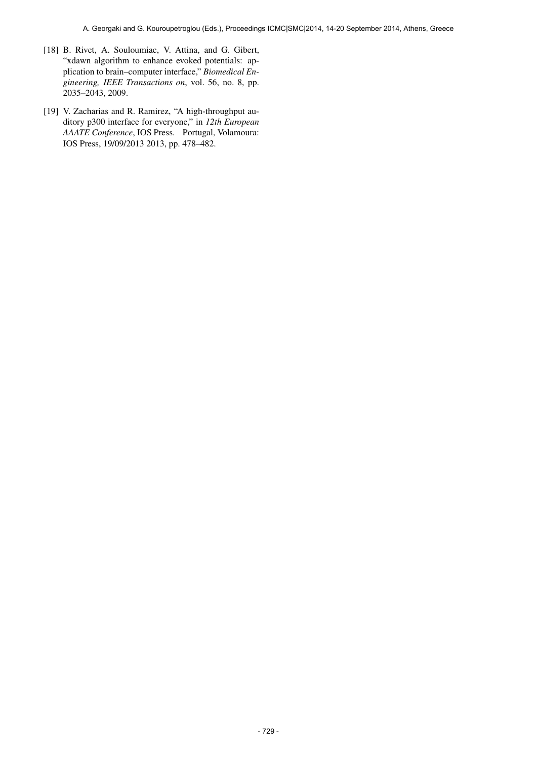[18] B. Rivet, A. Souloumiac, V. Attina, and G. Gibert, "xdawn algorithm to enhance evoked potentials: application to brain–computer interface," *Biomedical Engineering, IEEE Transactions on*, vol. 56, no. 8, pp. 2035–2043, 2009.

[19] V. Zacharias and R. Ramirez, "A high-throughput auditory p300 interface for everyone," in *12th European AAATE Conference*, IOS Press. Portugal, Volamoura: IOS Press, 19/09/2013 2013, pp. 478–482.